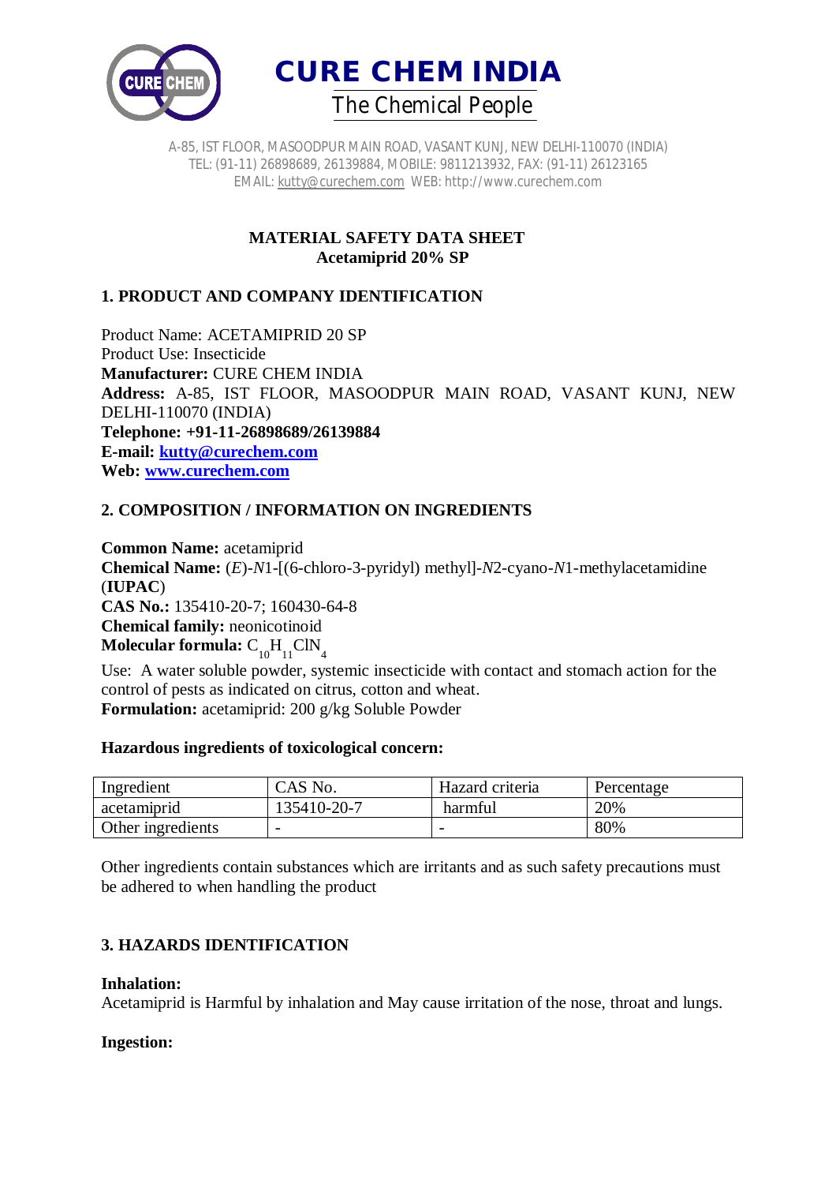**CURE CHEM INDIA**

The Chemical People

A-85, IST FLOOR, MASOODPUR MAIN ROAD, VASANT KUNJ, NEW DELHI-110070 (INDIA)
TEL: (91-11) 26898689, 26139884, MOBILE: 9811213932, FAX: (91-11) 26123165
EMAIL: kutty@curechem.com WEB: http://www.curechem.com

# MATERIAL SAFETY DATA SHEET
## Acetamiprid 20% SP

## 1. PRODUCT AND COMPANY IDENTIFICATION

Product Name: ACETAMIPRID 20 SP
Product Use: Insecticide
**Manufacturer:** CURE CHEM INDIA
**Address:** A-85, IST FLOOR, MASOODPUR MAIN ROAD, VASANT KUNJ, NEW DELHI-110070 (INDIA)
**Telephone: +91-11-26898689/26139884**
**E-mail: kutty@curechem.com**
**Web: www.curechem.com**

## 2. COMPOSITION / INFORMATION ON INGREDIENTS

**Common Name:** acetamiprid
**Chemical Name:** (*E*)-*N*1-[(6-chloro-3-pyridyl) methyl]-*N*2-cyano-*N*1-methylacetamidine (**IUPAC**)
**CAS No.:** 135410-20-7; 160430-64-8
**Chemical family:** neonicotinoid
**Molecular formula:** $C_{10}H_{11}ClN_4$
Use: A water soluble powder, systemic insecticide with contact and stomach action for the control of pests as indicated on citrus, cotton and wheat.
**Formulation:** acetamiprid: 200 g/kg Soluble Powder

**Hazardous ingredients of toxicological concern:**

| Ingredient | CAS No. | Hazard criteria | Percentage |
|---|---|---|---|
| acetamiprid | 135410-20-7 | harmful | 20% |
| Other ingredients | - | - | 80% |

Other ingredients contain substances which are irritants and as such safety precautions must be adhered to when handling the product

## 3. HAZARDS IDENTIFICATION

**Inhalation:**
Acetamiprid is Harmful by inhalation and May cause irritation of the nose, throat and lungs.

**Ingestion:**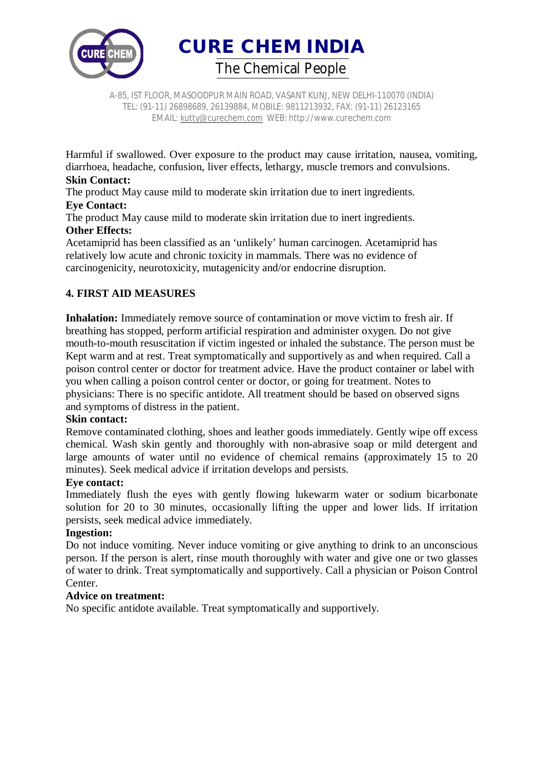Harmful if swallowed. Over exposure to the product may cause irritation, nausea, vomiting, diarrhoea, headache, confusion, liver effects, lethargy, muscle tremors and convulsions.

**Skin Contact:**

The product May cause mild to moderate skin irritation due to inert ingredients.

**Eye Contact:**

The product May cause mild to moderate skin irritation due to inert ingredients.

**Other Effects:**

Acetamiprid has been classified as an 'unlikely' human carcinogen. Acetamiprid has relatively low acute and chronic toxicity in mammals. There was no evidence of carcinogenicity, neurotoxicity, mutagenicity and/or endocrine disruption.

## 4. FIRST AID MEASURES

**Inhalation:** Immediately remove source of contamination or move victim to fresh air. If breathing has stopped, perform artificial respiration and administer oxygen. Do not give mouth-to-mouth resuscitation if victim ingested or inhaled the substance. The person must be Kept warm and at rest. Treat symptomatically and supportively as and when required. Call a poison control center or doctor for treatment advice. Have the product container or label with you when calling a poison control center or doctor, or going for treatment. Notes to physicians: There is no specific antidote. All treatment should be based on observed signs and symptoms of distress in the patient.

**Skin contact:**

Remove contaminated clothing, shoes and leather goods immediately. Gently wipe off excess chemical. Wash skin gently and thoroughly with non-abrasive soap or mild detergent and large amounts of water until no evidence of chemical remains (approximately 15 to 20 minutes). Seek medical advice if irritation develops and persists.

**Eye contact:**

Immediately flush the eyes with gently flowing lukewarm water or sodium bicarbonate solution for 20 to 30 minutes, occasionally lifting the upper and lower lids. If irritation persists, seek medical advice immediately.

**Ingestion:**

Do not induce vomiting. Never induce vomiting or give anything to drink to an unconscious person. If the person is alert, rinse mouth thoroughly with water and give one or two glasses of water to drink. Treat symptomatically and supportively. Call a physician or Poison Control Center.

**Advice on treatment:**

No specific antidote available. Treat symptomatically and supportively.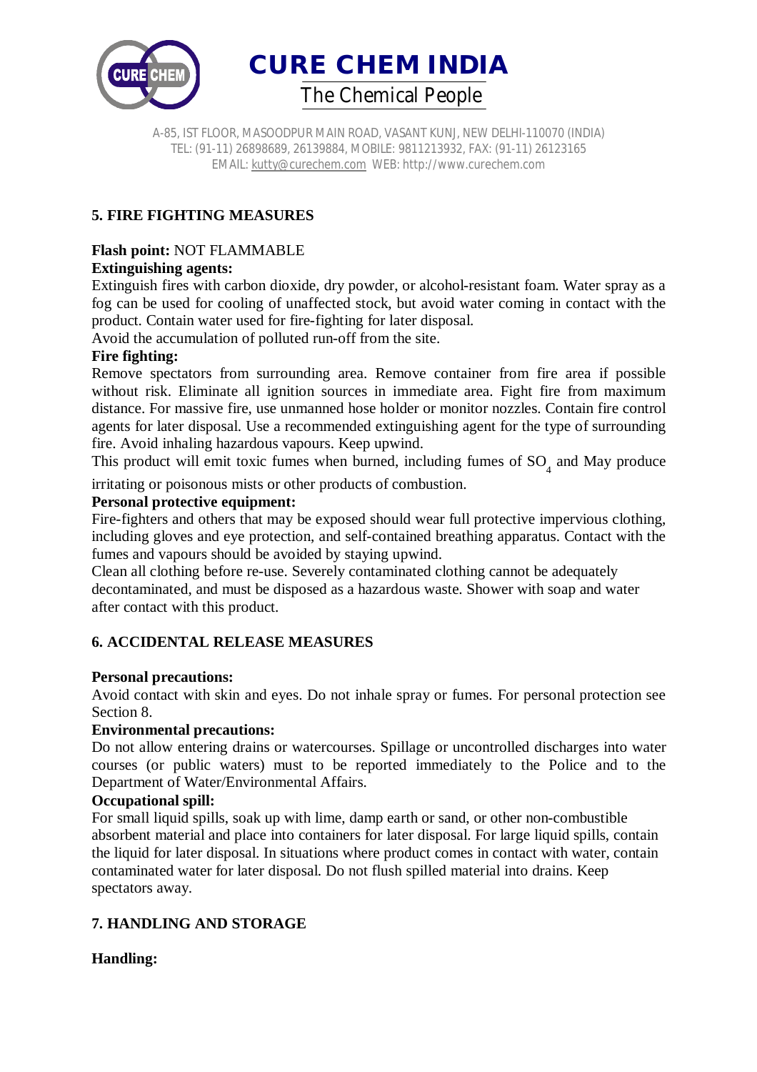## 5. FIRE FIGHTING MEASURES

**Flash point:** NOT FLAMMABLE

**Extinguishing agents:**

Extinguish fires with carbon dioxide, dry powder, or alcohol-resistant foam. Water spray as a fog can be used for cooling of unaffected stock, but avoid water coming in contact with the product. Contain water used for fire-fighting for later disposal.

Avoid the accumulation of polluted run-off from the site.

**Fire fighting:**

Remove spectators from surrounding area. Remove container from fire area if possible without risk. Eliminate all ignition sources in immediate area. Fight fire from maximum distance. For massive fire, use unmanned hose holder or monitor nozzles. Contain fire control agents for later disposal. Use a recommended extinguishing agent for the type of surrounding fire. Avoid inhaling hazardous vapours. Keep upwind.

This product will emit toxic fumes when burned, including fumes of $SO_4$ and May produce irritating or poisonous mists or other products of combustion.

**Personal protective equipment:**

Fire-fighters and others that may be exposed should wear full protective impervious clothing, including gloves and eye protection, and self-contained breathing apparatus. Contact with the fumes and vapours should be avoided by staying upwind.

Clean all clothing before re-use. Severely contaminated clothing cannot be adequately decontaminated, and must be disposed as a hazardous waste. Shower with soap and water after contact with this product.

## 6. ACCIDENTAL RELEASE MEASURES

**Personal precautions:**

Avoid contact with skin and eyes. Do not inhale spray or fumes. For personal protection see Section 8.

**Environmental precautions:**

Do not allow entering drains or watercourses. Spillage or uncontrolled discharges into water courses (or public waters) must to be reported immediately to the Police and to the Department of Water/Environmental Affairs.

**Occupational spill:**

For small liquid spills, soak up with lime, damp earth or sand, or other non-combustible absorbent material and place into containers for later disposal. For large liquid spills, contain the liquid for later disposal. In situations where product comes in contact with water, contain contaminated water for later disposal. Do not flush spilled material into drains. Keep spectators away.

## 7. HANDLING AND STORAGE

**Handling:**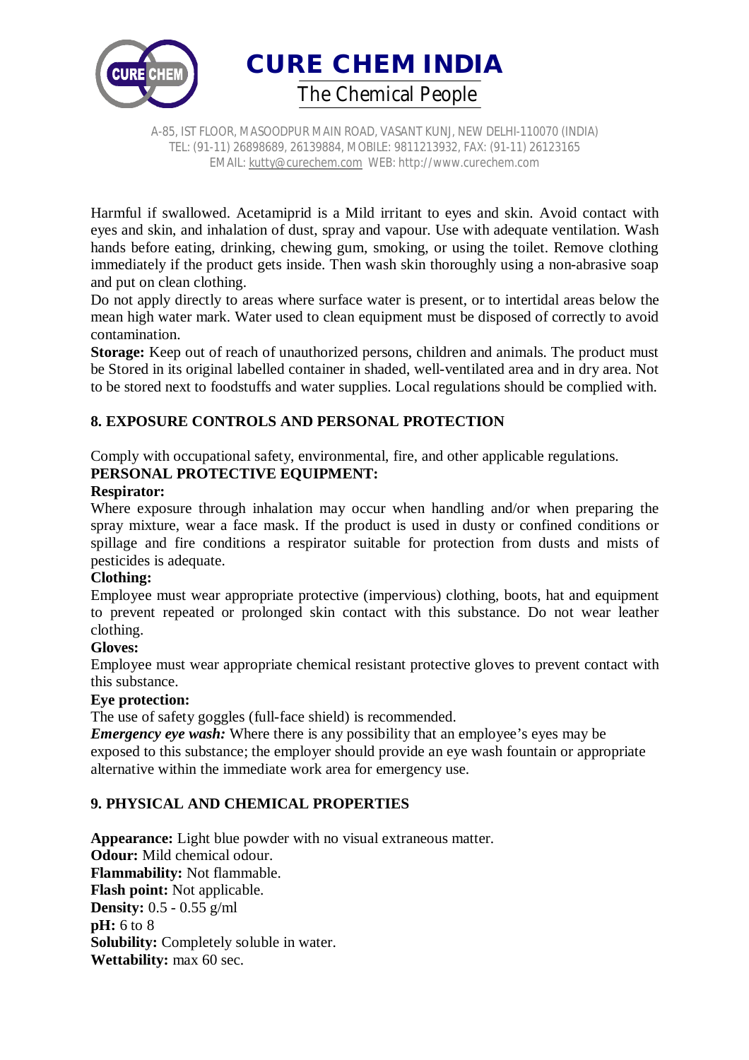Harmful if swallowed. Acetamiprid is a Mild irritant to eyes and skin. Avoid contact with eyes and skin, and inhalation of dust, spray and vapour. Use with adequate ventilation. Wash hands before eating, drinking, chewing gum, smoking, or using the toilet. Remove clothing immediately if the product gets inside. Then wash skin thoroughly using a non-abrasive soap and put on clean clothing.
Do not apply directly to areas where surface water is present, or to intertidal areas below the mean high water mark. Water used to clean equipment must be disposed of correctly to avoid contamination.
**Storage:** Keep out of reach of unauthorized persons, children and animals. The product must be Stored in its original labelled container in shaded, well-ventilated area and in dry area. Not to be stored next to foodstuffs and water supplies. Local regulations should be complied with.

## 8. EXPOSURE CONTROLS AND PERSONAL PROTECTION

Comply with occupational safety, environmental, fire, and other applicable regulations.

**PERSONAL PROTECTIVE EQUIPMENT:**

**Respirator:**
Where exposure through inhalation may occur when handling and/or when preparing the spray mixture, wear a face mask. If the product is used in dusty or confined conditions or spillage and fire conditions a respirator suitable for protection from dusts and mists of pesticides is adequate.

**Clothing:**
Employee must wear appropriate protective (impervious) clothing, boots, hat and equipment to prevent repeated or prolonged skin contact with this substance. Do not wear leather clothing.

**Gloves:**
Employee must wear appropriate chemical resistant protective gloves to prevent contact with this substance.

**Eye protection:**
The use of safety goggles (full-face shield) is recommended.
***Emergency eye wash:*** Where there is any possibility that an employee's eyes may be exposed to this substance; the employer should provide an eye wash fountain or appropriate alternative within the immediate work area for emergency use.

## 9. PHYSICAL AND CHEMICAL PROPERTIES

**Appearance:** Light blue powder with no visual extraneous matter.
**Odour:** Mild chemical odour.
**Flammability:** Not flammable.
**Flash point:** Not applicable.
**Density:** 0.5 - 0.55 g/ml
**pH:** 6 to 8
**Solubility:** Completely soluble in water.
**Wettability:** max 60 sec.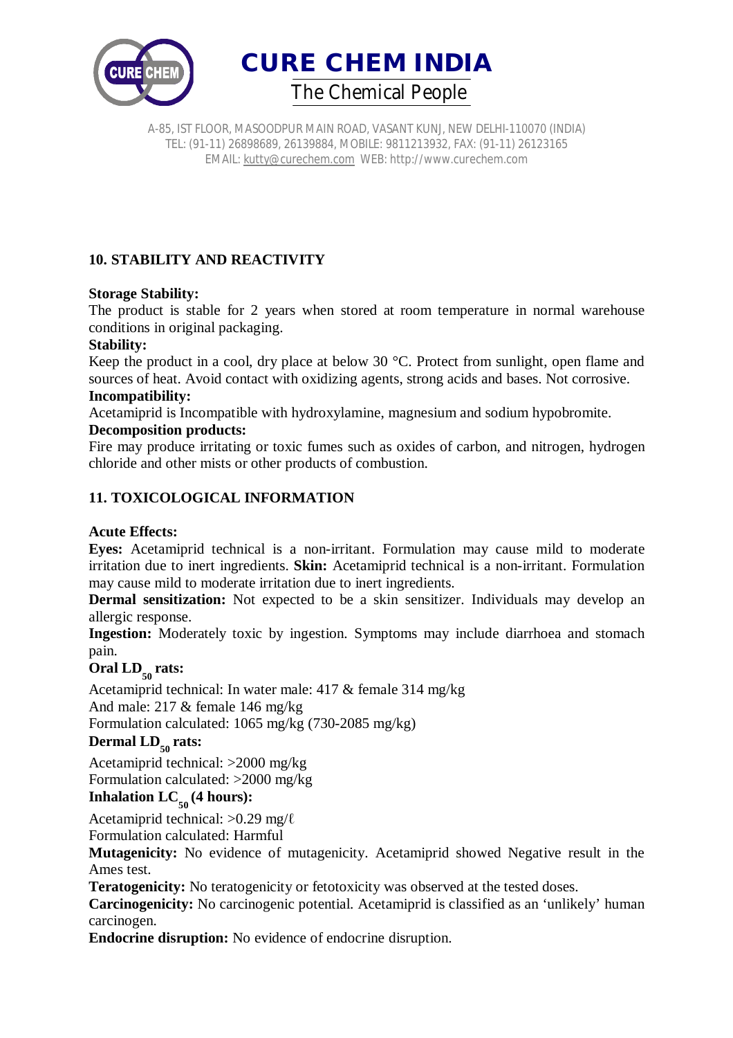## 10. STABILITY AND REACTIVITY

**Storage Stability:**
The product is stable for 2 years when stored at room temperature in normal warehouse conditions in original packaging.

**Stability:**
Keep the product in a cool, dry place at below 30 °C. Protect from sunlight, open flame and sources of heat. Avoid contact with oxidizing agents, strong acids and bases. Not corrosive.

**Incompatibility:**
Acetamiprid is Incompatible with hydroxylamine, magnesium and sodium hypobromite.

**Decomposition products:**
Fire may produce irritating or toxic fumes such as oxides of carbon, and nitrogen, hydrogen chloride and other mists or other products of combustion.

## 11. TOXICOLOGICAL INFORMATION

**Acute Effects:**

**Eyes:** Acetamiprid technical is a non-irritant. Formulation may cause mild to moderate irritation due to inert ingredients. **Skin:** Acetamiprid technical is a non-irritant. Formulation may cause mild to moderate irritation due to inert ingredients.

**Dermal sensitization:** Not expected to be a skin sensitizer. Individuals may develop an allergic response.

**Ingestion:** Moderately toxic by ingestion. Symptoms may include diarrhoea and stomach pain.

**Oral $LD_{50}$ rats:**

Acetamiprid technical: In water male: 417 & female 314 mg/kg
And male: 217 & female 146 mg/kg
Formulation calculated: 1065 mg/kg (730-2085 mg/kg)

**Dermal $LD_{50}$ rats:**

Acetamiprid technical: >2000 mg/kg
Formulation calculated: >2000 mg/kg

**Inhalation $LC_{50}$ (4 hours):**

Acetamiprid technical: >0.29 mg/ℓ
Formulation calculated: Harmful

**Mutagenicity:** No evidence of mutagenicity. Acetamiprid showed Negative result in the Ames test.

**Teratogenicity:** No teratogenicity or fetotoxicity was observed at the tested doses.

**Carcinogenicity:** No carcinogenic potential. Acetamiprid is classified as an 'unlikely' human carcinogen.

**Endocrine disruption:** No evidence of endocrine disruption.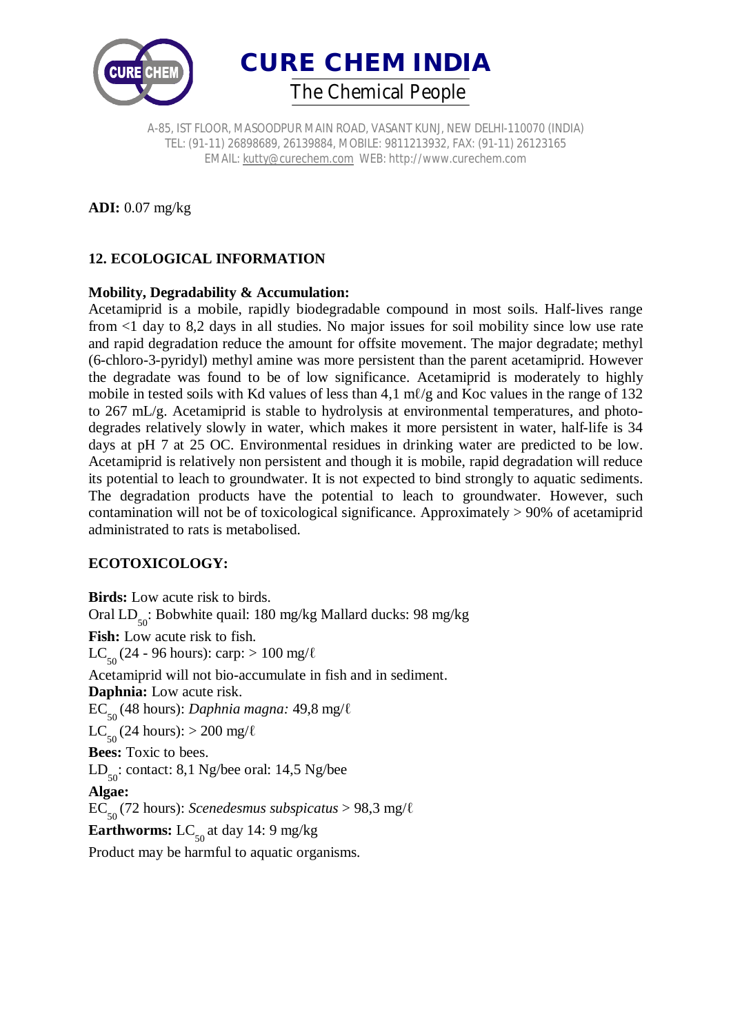**ADI:** 0.07 mg/kg

## 12. ECOLOGICAL INFORMATION

**Mobility, Degradability & Accumulation:**
Acetamiprid is a mobile, rapidly biodegradable compound in most soils. Half-lives range from <1 day to 8,2 days in all studies. No major issues for soil mobility since low use rate and rapid degradation reduce the amount for offsite movement. The major degradate; methyl (6-chloro-3-pyridyl) methyl amine was more persistent than the parent acetamiprid. However the degradate was found to be of low significance. Acetamiprid is moderately to highly mobile in tested soils with Kd values of less than 4,1 mℓ/g and Koc values in the range of 132 to 267 mL/g. Acetamiprid is stable to hydrolysis at environmental temperatures, and photo-degrades relatively slowly in water, which makes it more persistent in water, half-life is 34 days at pH 7 at 25 OC. Environmental residues in drinking water are predicted to be low. Acetamiprid is relatively non persistent and though it is mobile, rapid degradation will reduce its potential to leach to groundwater. It is not expected to bind strongly to aquatic sediments. The degradation products have the potential to leach to groundwater. However, such contamination will not be of toxicological significance. Approximately > 90% of acetamiprid administrated to rats is metabolised.

**ECOTOXICOLOGY:**

**Birds:** Low acute risk to birds.
Oral $LD_{50}$: Bobwhite quail: 180 mg/kg Mallard ducks: 98 mg/kg
**Fish:** Low acute risk to fish.
$LC_{50}$ (24 - 96 hours): carp: > 100 mg/ℓ
Acetamiprid will not bio-accumulate in fish and in sediment.
**Daphnia:** Low acute risk.
$EC_{50}$ (48 hours): *Daphnia magna:* 49,8 mg/ℓ
$LC_{50}$ (24 hours): > 200 mg/ℓ
**Bees:** Toxic to bees.
$LD_{50}$: contact: 8,1 Ng/bee oral: 14,5 Ng/bee
**Algae:**
$EC_{50}$ (72 hours): *Scenedesmus subspicatus* > 98,3 mg/ℓ
**Earthworms:** $LC_{50}$ at day 14: 9 mg/kg
Product may be harmful to aquatic organisms.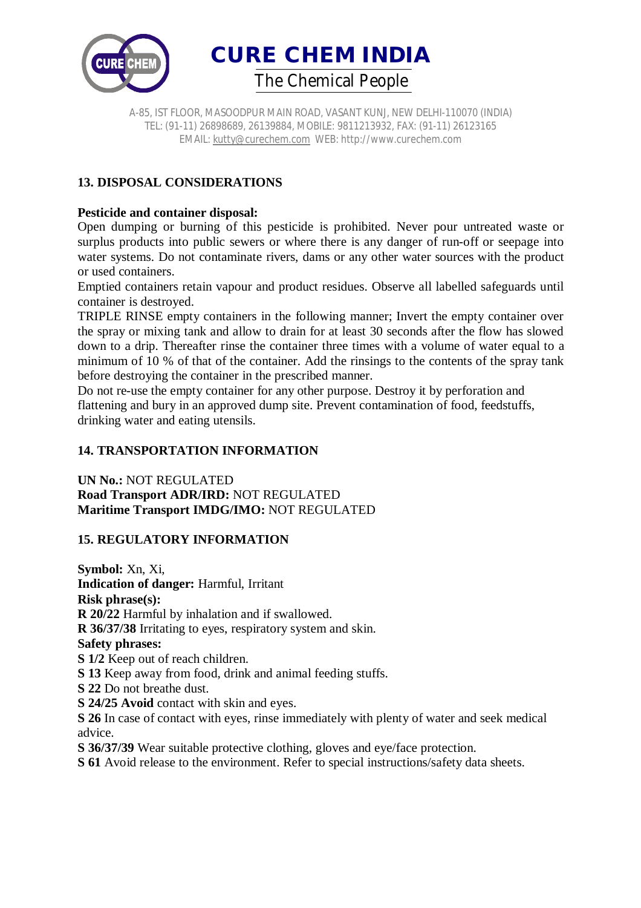## 13. DISPOSAL CONSIDERATIONS

**Pesticide and container disposal:**

Open dumping or burning of this pesticide is prohibited. Never pour untreated waste or surplus products into public sewers or where there is any danger of run-off or seepage into water systems. Do not contaminate rivers, dams or any other water sources with the product or used containers.

Emptied containers retain vapour and product residues. Observe all labelled safeguards until container is destroyed.

TRIPLE RINSE empty containers in the following manner; Invert the empty container over the spray or mixing tank and allow to drain for at least 30 seconds after the flow has slowed down to a drip. Thereafter rinse the container three times with a volume of water equal to a minimum of 10 % of that of the container. Add the rinsings to the contents of the spray tank before destroying the container in the prescribed manner.

Do not re-use the empty container for any other purpose. Destroy it by perforation and flattening and bury in an approved dump site. Prevent contamination of food, feedstuffs, drinking water and eating utensils.

## 14. TRANSPORTATION INFORMATION

**UN No.:** NOT REGULATED
**Road Transport ADR/IRD:** NOT REGULATED
**Maritime Transport IMDG/IMO:** NOT REGULATED

## 15. REGULATORY INFORMATION

**Symbol:** Xn, Xi,
**Indication of danger:** Harmful, Irritant
**Risk phrase(s):**
**R 20/22** Harmful by inhalation and if swallowed.
**R 36/37/38** Irritating to eyes, respiratory system and skin.
**Safety phrases:**
**S 1/2** Keep out of reach children.
**S 13** Keep away from food, drink and animal feeding stuffs.
**S 22** Do not breathe dust.
**S 24/25 Avoid** contact with skin and eyes.
**S 26** In case of contact with eyes, rinse immediately with plenty of water and seek medical advice.
**S 36/37/39** Wear suitable protective clothing, gloves and eye/face protection.
**S 61** Avoid release to the environment. Refer to special instructions/safety data sheets.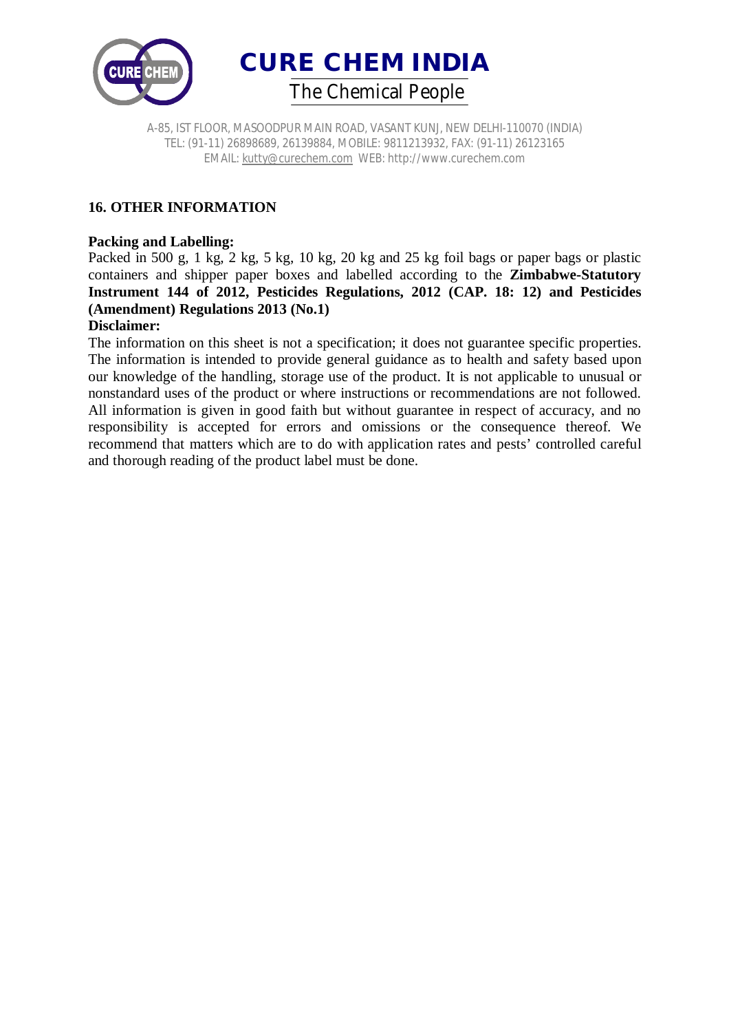## 16. OTHER INFORMATION

**Packing and Labelling:**

Packed in 500 g, 1 kg, 2 kg, 5 kg, 10 kg, 20 kg and 25 kg foil bags or paper bags or plastic containers and shipper paper boxes and labelled according to the **Zimbabwe-Statutory Instrument 144 of 2012, Pesticides Regulations, 2012 (CAP. 18: 12) and Pesticides (Amendment) Regulations 2013 (No.1)**

**Disclaimer:**

The information on this sheet is not a specification; it does not guarantee specific properties. The information is intended to provide general guidance as to health and safety based upon our knowledge of the handling, storage use of the product. It is not applicable to unusual or nonstandard uses of the product or where instructions or recommendations are not followed. All information is given in good faith but without guarantee in respect of accuracy, and no responsibility is accepted for errors and omissions or the consequence thereof. We recommend that matters which are to do with application rates and pests' controlled careful and thorough reading of the product label must be done.